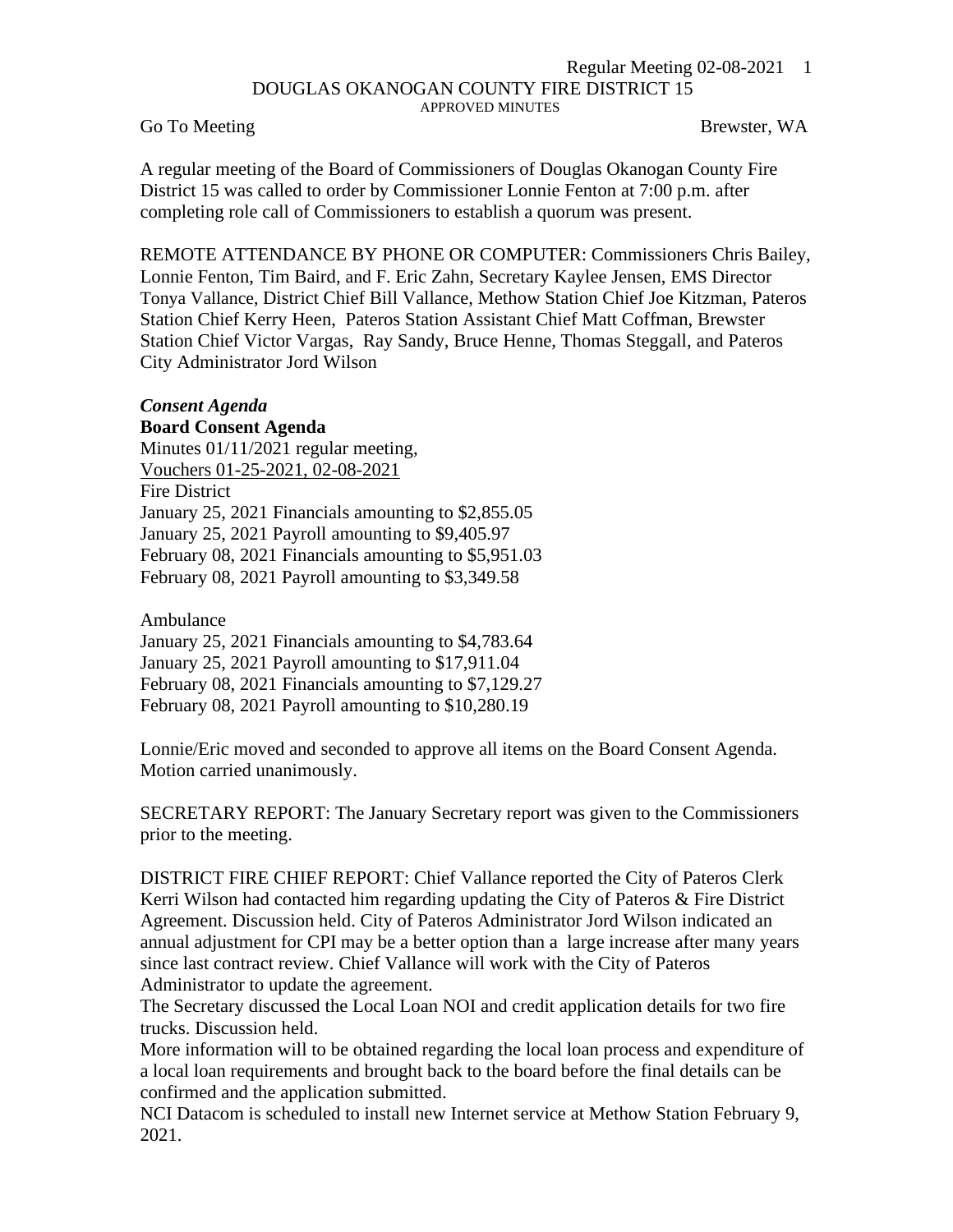# DOUGLAS OKANOGAN COUNTY FIRE DISTRICT 15

APPROVED MINUTES

Go To Meeting  Brewster, WA

A regular meeting of the Board of Commissioners of Douglas Okanogan County Fire District 15 was called to order by Commissioner Lonnie Fenton at 7:00 p.m. after completing role call of Commissioners to establish a quorum was present.

REMOTE ATTENDANCE BY PHONE OR COMPUTER: Commissioners Chris Bailey, Lonnie Fenton, Tim Baird, and F. Eric Zahn, Secretary Kaylee Jensen, EMS Director Tonya Vallance, District Chief Bill Vallance, Methow Station Chief Joe Kitzman, Pateros Station Chief Kerry Heen, Pateros Station Assistant Chief Matt Coffman, Brewster Station Chief Victor Vargas, Ray Sandy, Bruce Henne, Thomas Steggall, and Pateros City Administrator Jord Wilson

***Consent Agenda***

**Board Consent Agenda**

Minutes 01/11/2021 regular meeting,

Vouchers 01-25-2021, 02-08-2021

Fire District

January 25, 2021 Financials amounting to \$2,855.05

January 25, 2021 Payroll amounting to \$9,405.97

February 08, 2021 Financials amounting to \$5,951.03

February 08, 2021 Payroll amounting to \$3,349.58

Ambulance

January 25, 2021 Financials amounting to \$4,783.64

January 25, 2021 Payroll amounting to \$17,911.04

February 08, 2021 Financials amounting to \$7,129.27

February 08, 2021 Payroll amounting to \$10,280.19

Lonnie/Eric moved and seconded to approve all items on the Board Consent Agenda. Motion carried unanimously.

SECRETARY REPORT: The January Secretary report was given to the Commissioners prior to the meeting.

DISTRICT FIRE CHIEF REPORT: Chief Vallance reported the City of Pateros Clerk Kerri Wilson had contacted him regarding updating the City of Pateros & Fire District Agreement. Discussion held. City of Pateros Administrator Jord Wilson indicated an annual adjustment for CPI may be a better option than a large increase after many years since last contract review. Chief Vallance will work with the City of Pateros Administrator to update the agreement.

The Secretary discussed the Local Loan NOI and credit application details for two fire trucks. Discussion held.

More information will to be obtained regarding the local loan process and expenditure of a local loan requirements and brought back to the board before the final details can be confirmed and the application submitted.

NCI Datacom is scheduled to install new Internet service at Methow Station February 9, 2021.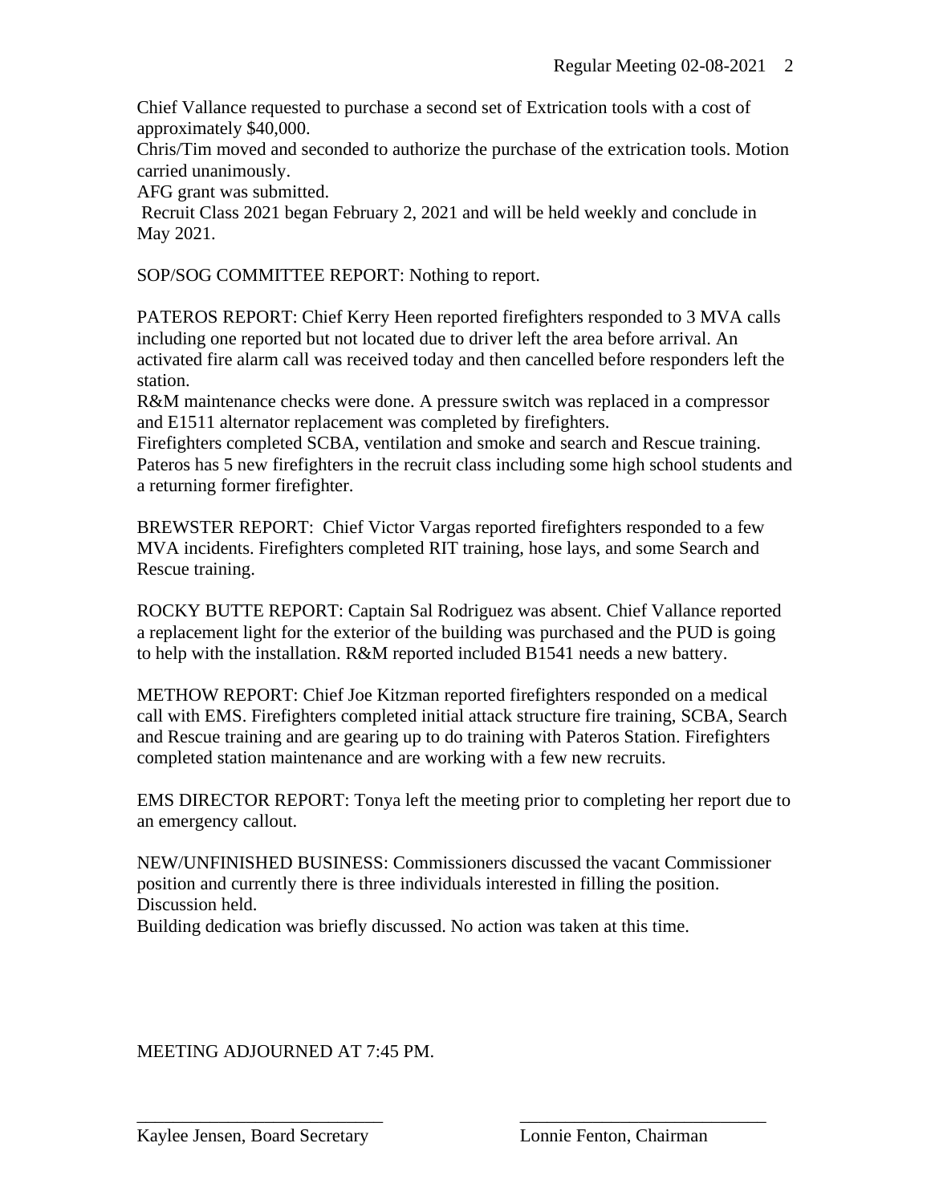Chief Vallance requested to purchase a second set of Extrication tools with a cost of approximately $40,000.
Chris/Tim moved and seconded to authorize the purchase of the extrication tools. Motion carried unanimously.
AFG grant was submitted.
Recruit Class 2021 began February 2, 2021 and will be held weekly and conclude in May 2021.

SOP/SOG COMMITTEE REPORT: Nothing to report.

PATEROS REPORT: Chief Kerry Heen reported firefighters responded to 3 MVA calls including one reported but not located due to driver left the area before arrival. An activated fire alarm call was received today and then cancelled before responders left the station.
R&M maintenance checks were done. A pressure switch was replaced in a compressor and E1511 alternator replacement was completed by firefighters.
Firefighters completed SCBA, ventilation and smoke and search and Rescue training. Pateros has 5 new firefighters in the recruit class including some high school students and a returning former firefighter.

BREWSTER REPORT: Chief Victor Vargas reported firefighters responded to a few MVA incidents. Firefighters completed RIT training, hose lays, and some Search and Rescue training.

ROCKY BUTTE REPORT: Captain Sal Rodriguez was absent. Chief Vallance reported a replacement light for the exterior of the building was purchased and the PUD is going to help with the installation. R&M reported included B1541 needs a new battery.

METHOW REPORT: Chief Joe Kitzman reported firefighters responded on a medical call with EMS. Firefighters completed initial attack structure fire training, SCBA, Search and Rescue training and are gearing up to do training with Pateros Station. Firefighters completed station maintenance and are working with a few new recruits.

EMS DIRECTOR REPORT: Tonya left the meeting prior to completing her report due to an emergency callout.

NEW/UNFINISHED BUSINESS: Commissioners discussed the vacant Commissioner position and currently there is three individuals interested in filling the position. Discussion held.
Building dedication was briefly discussed. No action was taken at this time.

MEETING ADJOURNED AT 7:45 PM.

___________________________ ___________________________

Kaylee Jensen, Board Secretary Lonnie Fenton, Chairman